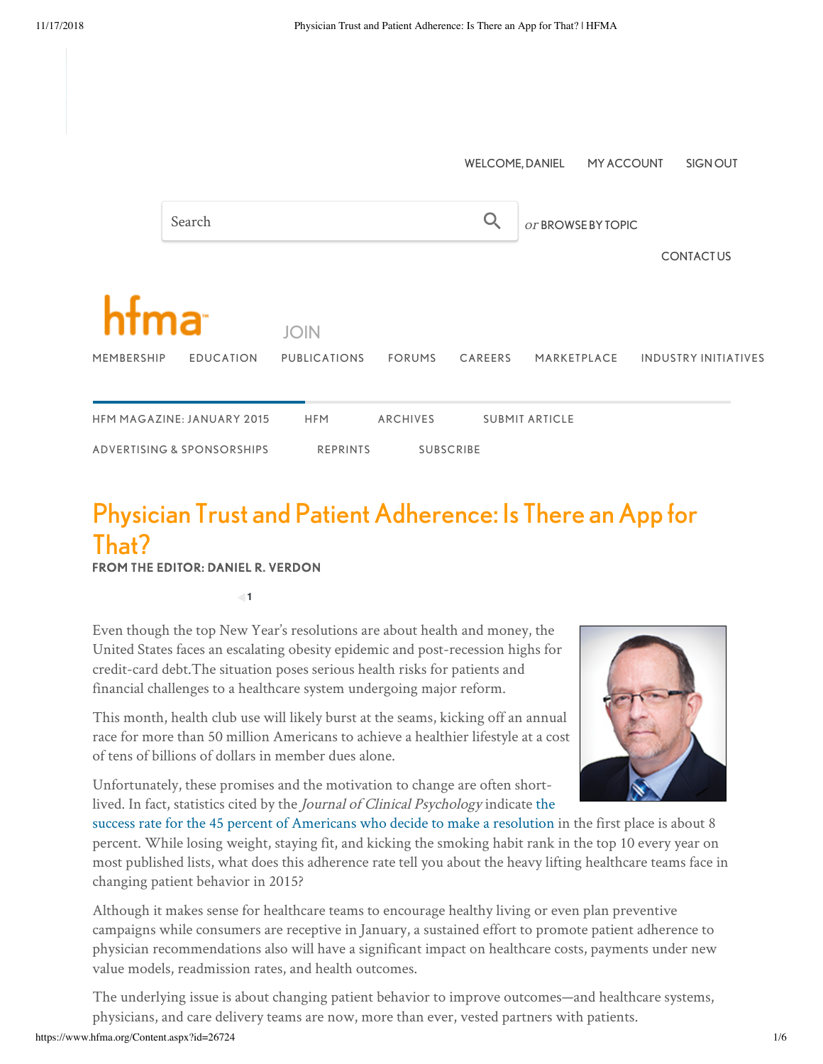# Physician Trust and Patient Adherence: Is There an App for That?

**FROM THE EDITOR: DANIEL R. VERDON**

Even though the top New Year's resolutions are about health and money, the United States faces an escalating obesity epidemic and post-recession highs for credit-card debt. The situation poses serious health risks for patients and financial challenges to a healthcare system undergoing major reform.

This month, health club use will likely burst at the seams, kicking off an annual race for more than 50 million Americans to achieve a healthier lifestyle at a cost of tens of billions of dollars in member dues alone.

Unfortunately, these promises and the motivation to change are often short-lived. In fact, statistics cited by the *Journal of Clinical Psychology* indicate the success rate for the 45 percent of Americans who decide to make a resolution in the first place is about 8 percent. While losing weight, staying fit, and kicking the smoking habit rank in the top 10 every year on most published lists, what does this adherence rate tell you about the heavy lifting healthcare teams face in changing patient behavior in 2015?

Although it makes sense for healthcare teams to encourage healthy living or even plan preventive campaigns while consumers are receptive in January, a sustained effort to promote patient adherence to physician recommendations also will have a significant impact on healthcare costs, payments under new value models, readmission rates, and health outcomes.

The underlying issue is about changing patient behavior to improve outcomes—and healthcare systems, physicians, and care delivery teams are now, more than ever, vested partners with patients.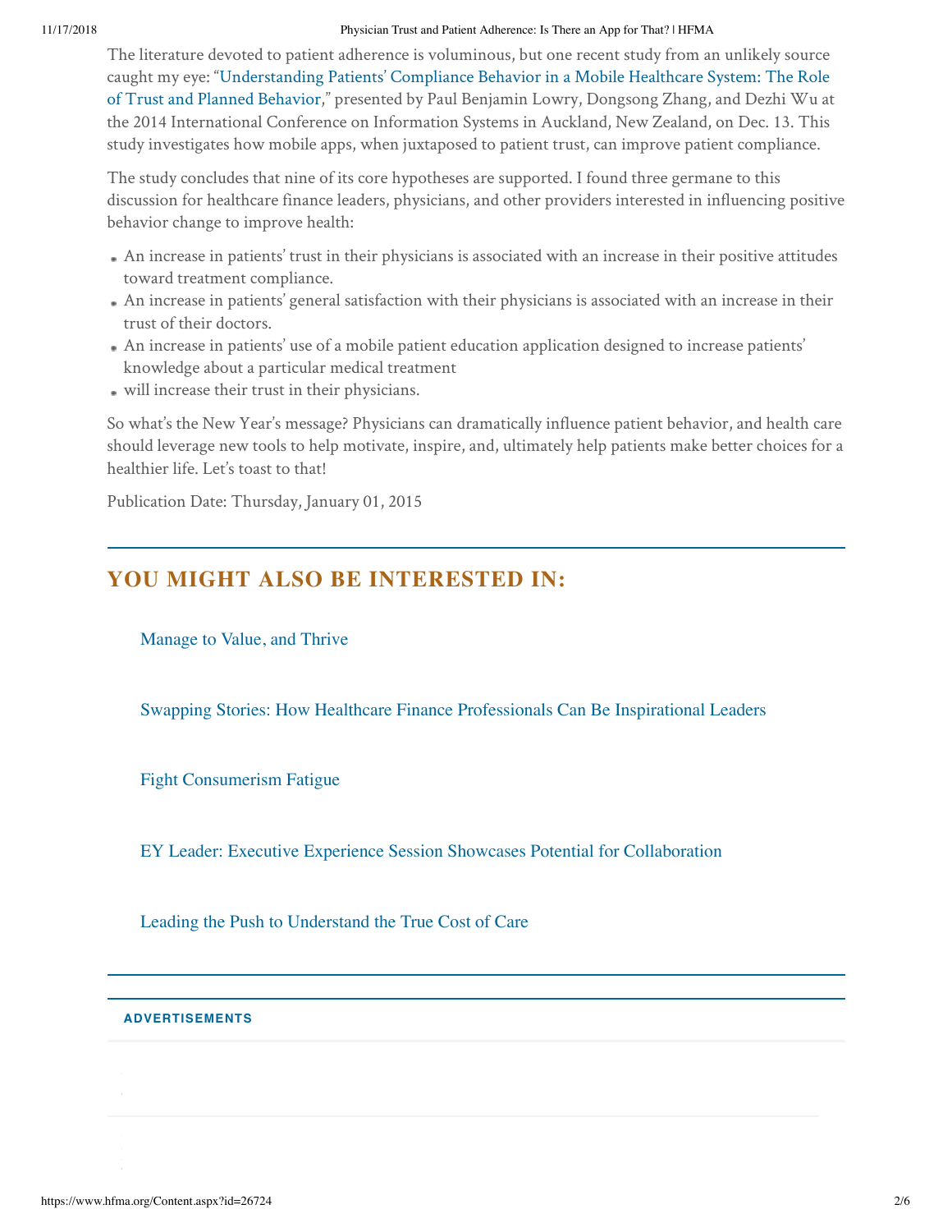The literature devoted to patient adherence is voluminous, but one recent study from an unlikely source caught my eye: "Understanding Patients' Compliance Behavior in a Mobile Healthcare System: The Role of Trust and Planned Behavior," presented by Paul Benjamin Lowry, Dongsong Zhang, and Dezhi Wu at the 2014 International Conference on Information Systems in Auckland, New Zealand, on Dec. 13. This study investigates how mobile apps, when juxtaposed to patient trust, can improve patient compliance.

The study concludes that nine of its core hypotheses are supported. I found three germane to this discussion for healthcare finance leaders, physicians, and other providers interested in influencing positive behavior change to improve health:

- An increase in patients' trust in their physicians is associated with an increase in their positive attitudes toward treatment compliance.
- An increase in patients' general satisfaction with their physicians is associated with an increase in their trust of their doctors.
- An increase in patients' use of a mobile patient education application designed to increase patients' knowledge about a particular medical treatment
- will increase their trust in their physicians.

So what's the New Year's message? Physicians can dramatically influence patient behavior, and health care should leverage new tools to help motivate, inspire, and, ultimately help patients make better choices for a healthier life. Let's toast to that!

Publication Date: Thursday, January 01, 2015

## YOU MIGHT ALSO BE INTERESTED IN:

Manage to Value, and Thrive

Swapping Stories: How Healthcare Finance Professionals Can Be Inspirational Leaders

Fight Consumerism Fatigue

EY Leader: Executive Experience Session Showcases Potential for Collaboration

Leading the Push to Understand the True Cost of Care

**ADVERTISEMENTS**